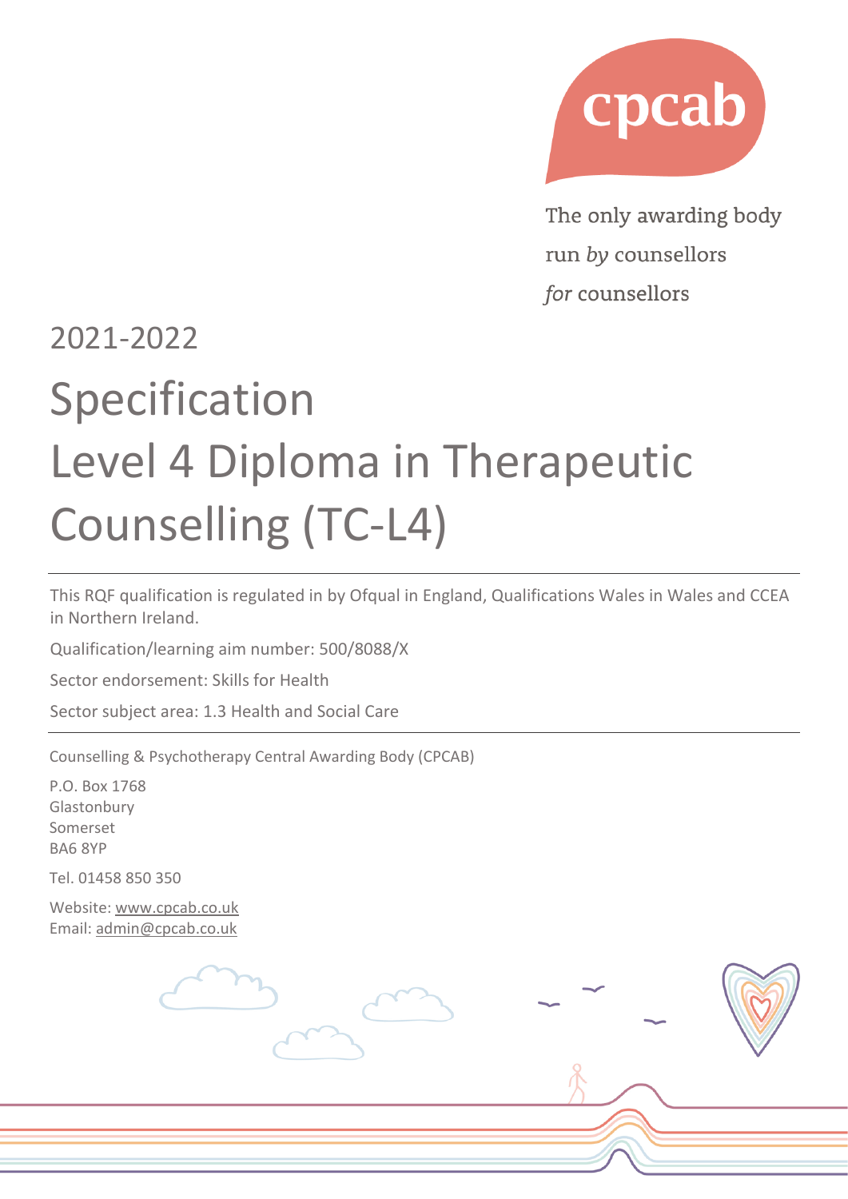cpcab

The only awarding body
run *by* counsellors
*for* counsellors

2021-2022

# Specification
# Level 4 Diploma in Therapeutic Counselling (TC-L4)

This RQF qualification is regulated in by Ofqual in England, Qualifications Wales in Wales and CCEA in Northern Ireland.

Qualification/learning aim number: 500/8088/X

Sector endorsement: Skills for Health

Sector subject area: 1.3 Health and Social Care

Counselling & Psychotherapy Central Awarding Body (CPCAB)

P.O. Box 1768
Glastonbury
Somerset
BA6 8YP

Tel. 01458 850 350

Website: www.cpcab.co.uk
Email: admin@cpcab.co.uk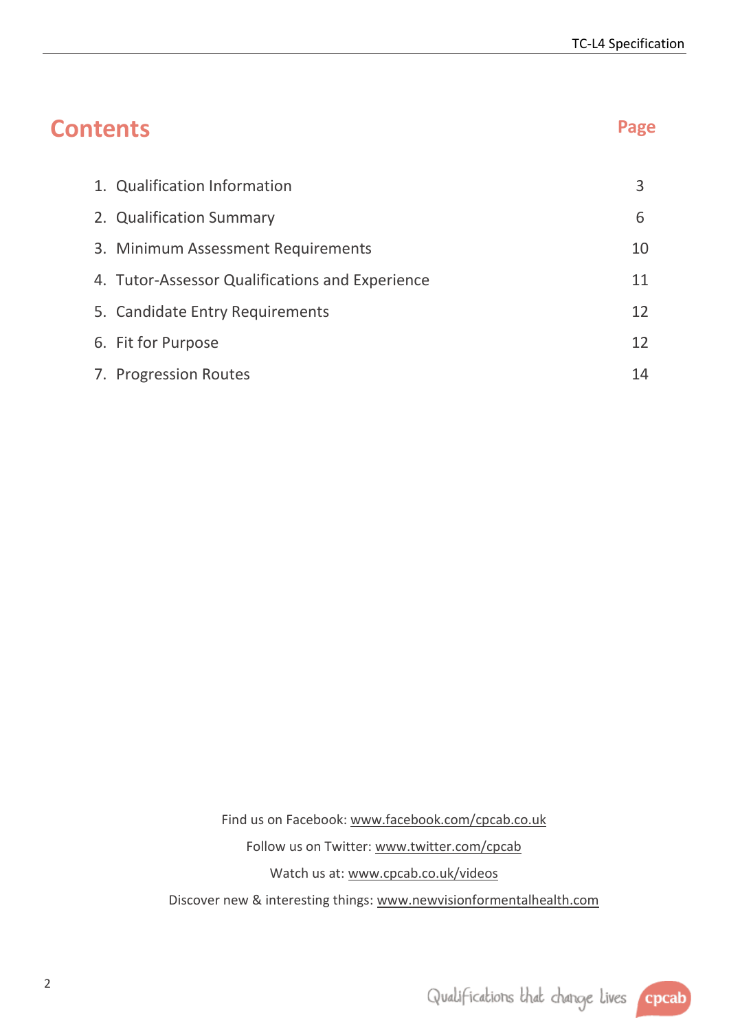# Contents

| | Page |
|---|---|
| 1. Qualification Information | 3 |
| 2. Qualification Summary | 6 |
| 3. Minimum Assessment Requirements | 10 |
| 4. Tutor-Assessor Qualifications and Experience | 11 |
| 5. Candidate Entry Requirements | 12 |
| 6. Fit for Purpose | 12 |
| 7. Progression Routes | 14 |

Find us on Facebook: www.facebook.com/cpcab.co.uk

Follow us on Twitter: www.twitter.com/cpcab

Watch us at: www.cpcab.co.uk/videos

Discover new & interesting things: www.newvisionformentalhealth.com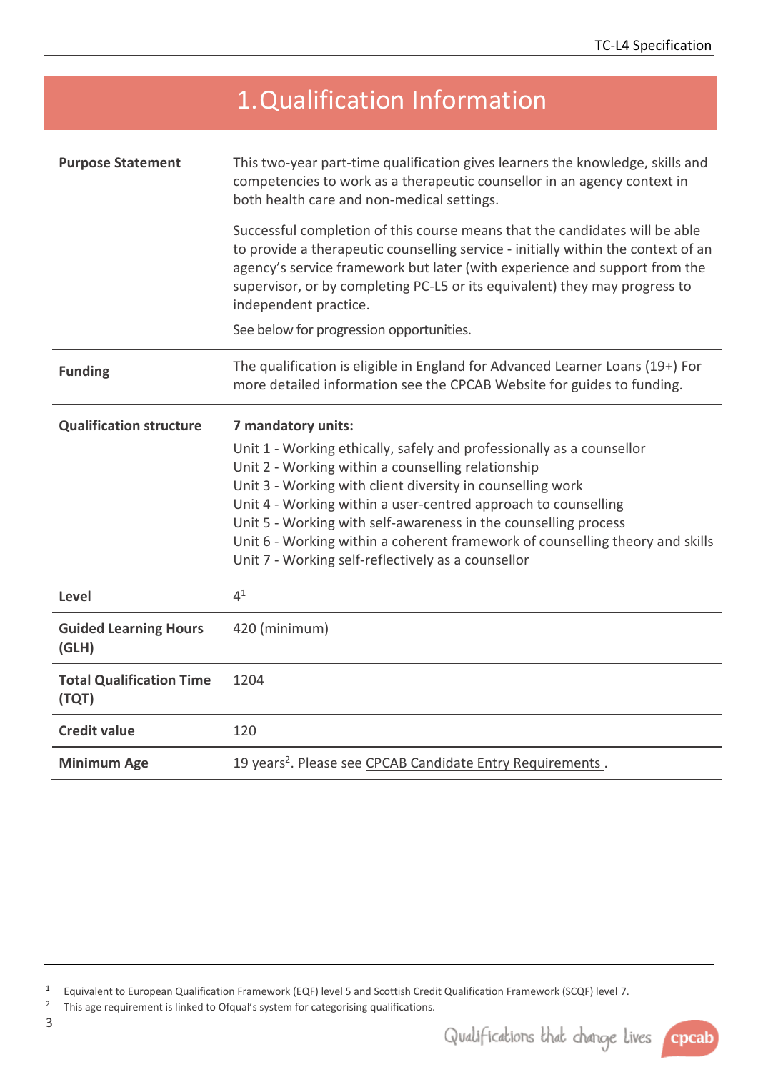# 1. Qualification Information

| | |
|---|---|
| **Purpose Statement** | This two-year part-time qualification gives learners the knowledge, skills and competencies to work as a therapeutic counsellor in an agency context in both health care and non-medical settings.<br><br>Successful completion of this course means that the candidates will be able to provide a therapeutic counselling service - initially within the context of an agency's service framework but later (with experience and support from the supervisor, or by completing PC-L5 or its equivalent) they may progress to independent practice.<br><br>See below for progression opportunities. |
| **Funding** | The qualification is eligible in England for Advanced Learner Loans (19+) For more detailed information see the CPCAB Website for guides to funding. |
| **Qualification structure** | **7 mandatory units:**<br>Unit 1 - Working ethically, safely and professionally as a counsellor<br>Unit 2 - Working within a counselling relationship<br>Unit 3 - Working with client diversity in counselling work<br>Unit 4 - Working within a user-centred approach to counselling<br>Unit 5 - Working with self-awareness in the counselling process<br>Unit 6 - Working within a coherent framework of counselling theory and skills<br>Unit 7 - Working self-reflectively as a counsellor |
| **Level** | 4[1] |
| **Guided Learning Hours (GLH)** | 420 (minimum) |
| **Total Qualification Time (TQT)** | 1204 |
| **Credit value** | 120 |
| **Minimum Age** | 19 years[2]. Please see CPCAB Candidate Entry Requirements . |

[1] Equivalent to European Qualification Framework (EQF) level 5 and Scottish Credit Qualification Framework (SCQF) level 7.

[2] This age requirement is linked to Ofqual's system for categorising qualifications.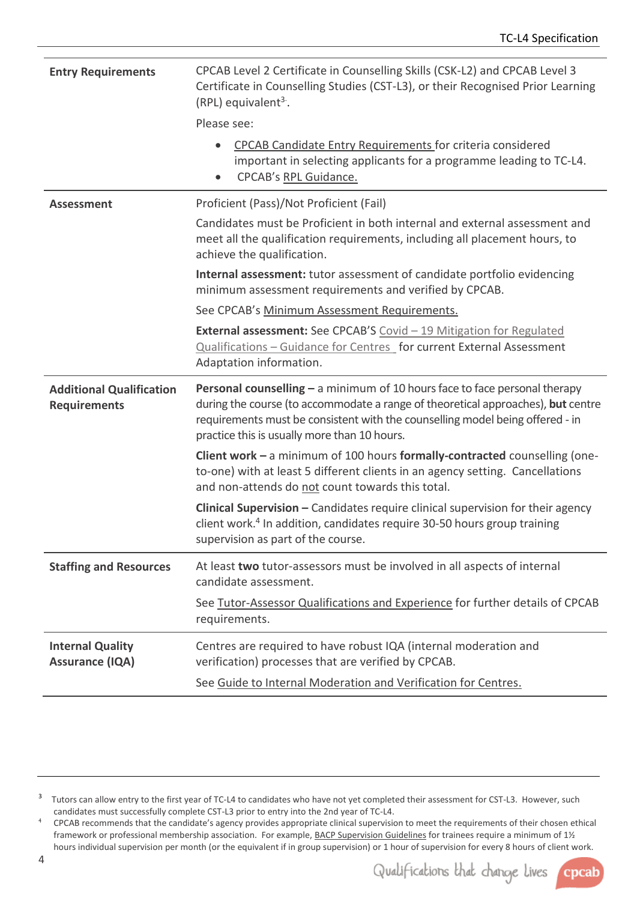| | |
|---|---|
| **Entry Requirements** | CPCAB Level 2 Certificate in Counselling Skills (CSK-L2) and CPCAB Level 3 Certificate in Counselling Studies (CST-L3), or their Recognised Prior Learning (RPL) equivalent[3]. <br><br> Please see: <br> • CPCAB Candidate Entry Requirements for criteria considered important in selecting applicants for a programme leading to TC-L4. <br> • CPCAB's RPL Guidance. |
| **Assessment** | Proficient (Pass)/Not Proficient (Fail) <br><br> Candidates must be Proficient in both internal and external assessment and meet all the qualification requirements, including all placement hours, to achieve the qualification. <br><br> **Internal assessment:** tutor assessment of candidate portfolio evidencing minimum assessment requirements and verified by CPCAB. <br><br> See CPCAB's Minimum Assessment Requirements. <br><br> **External assessment:** See CPCAB'S Covid – 19 Mitigation for Regulated Qualifications – Guidance for Centres for current External Assessment Adaptation information. |
| **Additional Qualification Requirements** | **Personal counselling –** a minimum of 10 hours face to face personal therapy during the course (to accommodate a range of theoretical approaches), **but** centre requirements must be consistent with the counselling model being offered - in practice this is usually more than 10 hours. <br><br> **Client work –** a minimum of 100 hours **formally-contracted** counselling (one-to-one) with at least 5 different clients in an agency setting. Cancellations and non-attends do not count towards this total. <br><br> **Clinical Supervision –** Candidates require clinical supervision for their agency client work.[4] In addition, candidates require 30-50 hours group training supervision as part of the course. |
| **Staffing and Resources** | At least **two** tutor-assessors must be involved in all aspects of internal candidate assessment. <br><br> See Tutor-Assessor Qualifications and Experience for further details of CPCAB requirements. |
| **Internal Quality Assurance (IQA)** | Centres are required to have robust IQA (internal moderation and verification) processes that are verified by CPCAB. <br><br> See Guide to Internal Moderation and Verification for Centres. |

[3] Tutors can allow entry to the first year of TC-L4 to candidates who have not yet completed their assessment for CST-L3. However, such candidates must successfully complete CST-L3 prior to entry into the 2nd year of TC-L4.

[4] CPCAB recommends that the candidate's agency provides appropriate clinical supervision to meet the requirements of their chosen ethical framework or professional membership association. For example, BACP Supervision Guidelines for trainees require a minimum of 1½ hours individual supervision per month (or the equivalent if in group supervision) or 1 hour of supervision for every 8 hours of client work.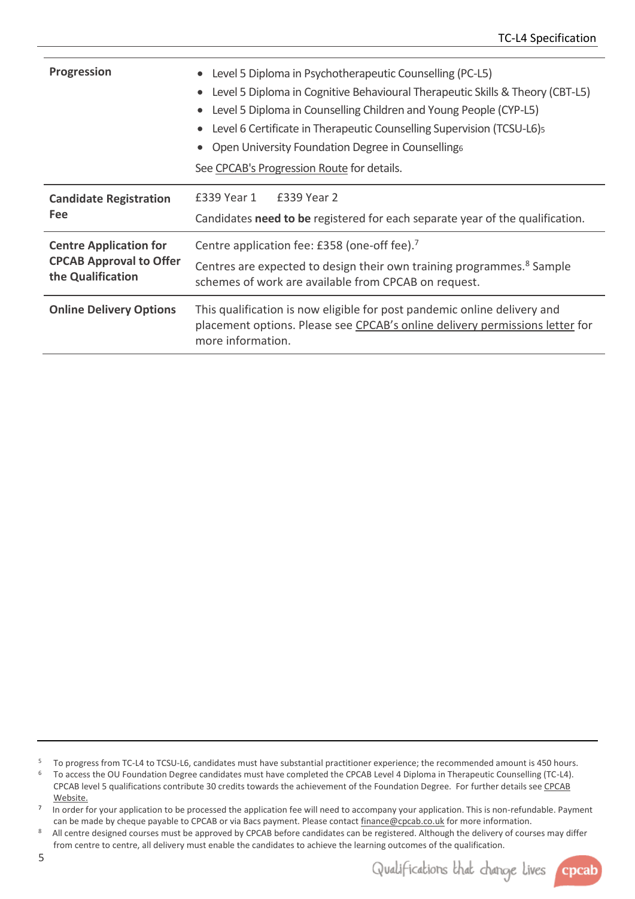| | |
|---|---|
| **Progression** | • Level 5 Diploma in Psychotherapeutic Counselling (PC-L5)<br>• Level 5 Diploma in Cognitive Behavioural Therapeutic Skills & Theory (CBT-L5)<br>• Level 5 Diploma in Counselling Children and Young People (CYP-L5)<br>• Level 6 Certificate in Therapeutic Counselling Supervision (TCSU-L6)[5]<br>• Open University Foundation Degree in Counselling[6]<br>See CPCAB's Progression Route for details. |
| **Candidate Registration Fee** | £339 Year 1 £339 Year 2<br>Candidates **need to be** registered for each separate year of the qualification. |
| **Centre Application for CPCAB Approval to Offer the Qualification** | Centre application fee: £358 (one-off fee).[7]<br>Centres are expected to design their own training programmes.[8] Sample schemes of work are available from CPCAB on request. |
| **Online Delivery Options** | This qualification is now eligible for post pandemic online delivery and placement options. Please see CPCAB's online delivery permissions letter for more information. |

[5] To progress from TC-L4 to TCSU-L6, candidates must have substantial practitioner experience; the recommended amount is 450 hours.

[6] To access the OU Foundation Degree candidates must have completed the CPCAB Level 4 Diploma in Therapeutic Counselling (TC-L4). CPCAB level 5 qualifications contribute 30 credits towards the achievement of the Foundation Degree. For further details see CPCAB Website.

[7] In order for your application to be processed the application fee will need to accompany your application. This is non-refundable. Payment can be made by cheque payable to CPCAB or via Bacs payment. Please contact finance@cpcab.co.uk for more information.

[8] All centre designed courses must be approved by CPCAB before candidates can be registered. Although the delivery of courses may differ from centre to centre, all delivery must enable the candidates to achieve the learning outcomes of the qualification.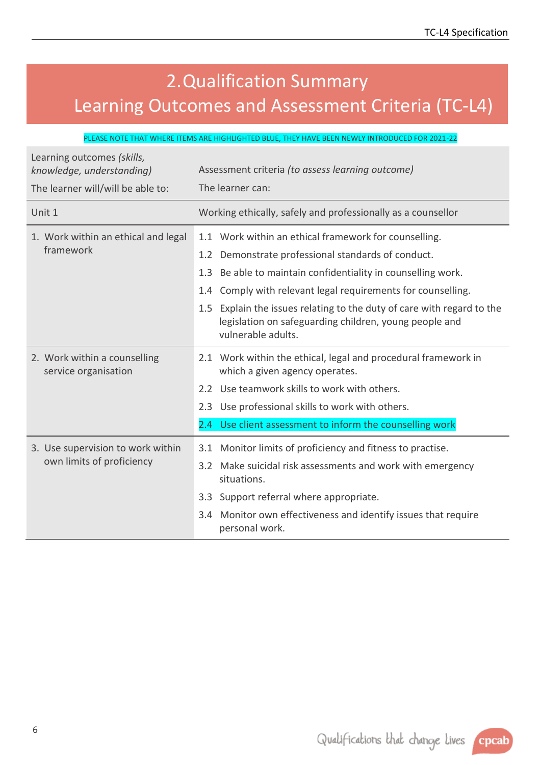# 2. Qualification Summary
# Learning Outcomes and Assessment Criteria (TC-L4)

PLEASE NOTE THAT WHERE ITEMS ARE HIGHLIGHTED BLUE, THEY HAVE BEEN NEWLY INTRODUCED FOR 2021-22

| Learning outcomes *(skills, knowledge, understanding)*<br>The learner will/will be able to: | Assessment criteria *(to assess learning outcome)*<br>The learner can: |
|---|---|
| Unit 1 | Working ethically, safely and professionally as a counsellor |
| 1. Work within an ethical and legal framework | 1.1 Work within an ethical framework for counselling.<br>1.2 Demonstrate professional standards of conduct.<br>1.3 Be able to maintain confidentiality in counselling work.<br>1.4 Comply with relevant legal requirements for counselling.<br>1.5 Explain the issues relating to the duty of care with regard to the legislation on safeguarding children, young people and vulnerable adults. |
| 2. Work within a counselling service organisation | 2.1 Work within the ethical, legal and procedural framework in which a given agency operates.<br>2.2 Use teamwork skills to work with others.<br>2.3 Use professional skills to work with others.<br>2.4 Use client assessment to inform the counselling work |
| 3. Use supervision to work within own limits of proficiency | 3.1 Monitor limits of proficiency and fitness to practise.<br>3.2 Make suicidal risk assessments and work with emergency situations.<br>3.3 Support referral where appropriate.<br>3.4 Monitor own effectiveness and identify issues that require personal work. |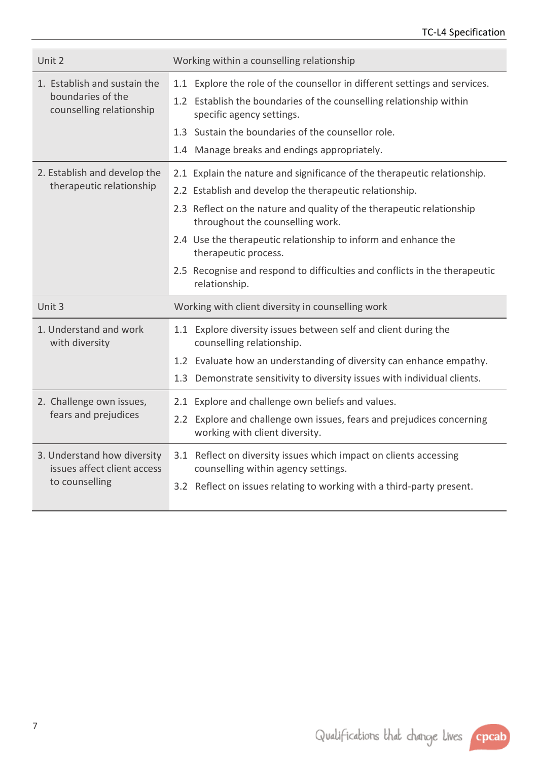| Unit 2 | Working within a counselling relationship |
|---|---|
| 1. Establish and sustain the boundaries of the counselling relationship | 1.1 Explore the role of the counsellor in different settings and services.<br>1.2 Establish the boundaries of the counselling relationship within specific agency settings.<br>1.3 Sustain the boundaries of the counsellor role.<br>1.4 Manage breaks and endings appropriately. |
| 2. Establish and develop the therapeutic relationship | 2.1 Explain the nature and significance of the therapeutic relationship.<br>2.2 Establish and develop the therapeutic relationship.<br>2.3 Reflect on the nature and quality of the therapeutic relationship throughout the counselling work.<br>2.4 Use the therapeutic relationship to inform and enhance the therapeutic process.<br>2.5 Recognise and respond to difficulties and conflicts in the therapeutic relationship. |
| **Unit 3** | **Working with client diversity in counselling work** |
| 1. Understand and work with diversity | 1.1 Explore diversity issues between self and client during the counselling relationship.<br>1.2 Evaluate how an understanding of diversity can enhance empathy.<br>1.3 Demonstrate sensitivity to diversity issues with individual clients. |
| 2. Challenge own issues, fears and prejudices | 2.1 Explore and challenge own beliefs and values.<br>2.2 Explore and challenge own issues, fears and prejudices concerning working with client diversity. |
| 3. Understand how diversity issues affect client access to counselling | 3.1 Reflect on diversity issues which impact on clients accessing counselling within agency settings.<br>3.2 Reflect on issues relating to working with a third-party present. |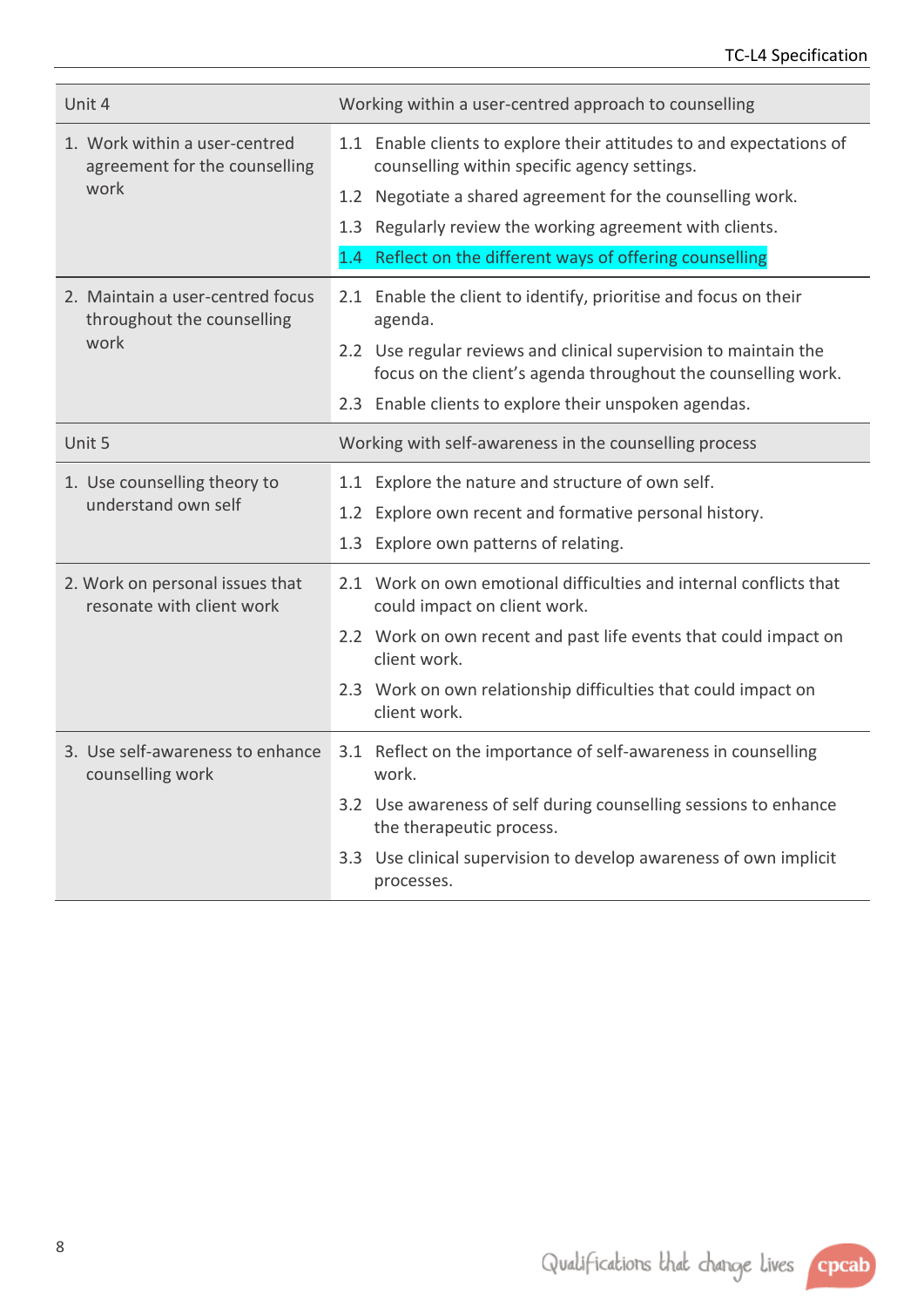| Unit 4 | Working within a user-centred approach to counselling |
|---|---|
| 1. Work within a user-centred agreement for the counselling work | 1.1 Enable clients to explore their attitudes to and expectations of counselling within specific agency settings.<br>1.2 Negotiate a shared agreement for the counselling work.<br>1.3 Regularly review the working agreement with clients.<br>1.4 Reflect on the different ways of offering counselling |
| 2. Maintain a user-centred focus throughout the counselling work | 2.1 Enable the client to identify, prioritise and focus on their agenda.<br>2.2 Use regular reviews and clinical supervision to maintain the focus on the client's agenda throughout the counselling work.<br>2.3 Enable clients to explore their unspoken agendas. |
| **Unit 5** | **Working with self-awareness in the counselling process** |
| 1. Use counselling theory to understand own self | 1.1 Explore the nature and structure of own self.<br>1.2 Explore own recent and formative personal history.<br>1.3 Explore own patterns of relating. |
| 2. Work on personal issues that resonate with client work | 2.1 Work on own emotional difficulties and internal conflicts that could impact on client work.<br>2.2 Work on own recent and past life events that could impact on client work.<br>2.3 Work on own relationship difficulties that could impact on client work. |
| 3. Use self-awareness to enhance counselling work | 3.1 Reflect on the importance of self-awareness in counselling work.<br>3.2 Use awareness of self during counselling sessions to enhance the therapeutic process.<br>3.3 Use clinical supervision to develop awareness of own implicit processes. |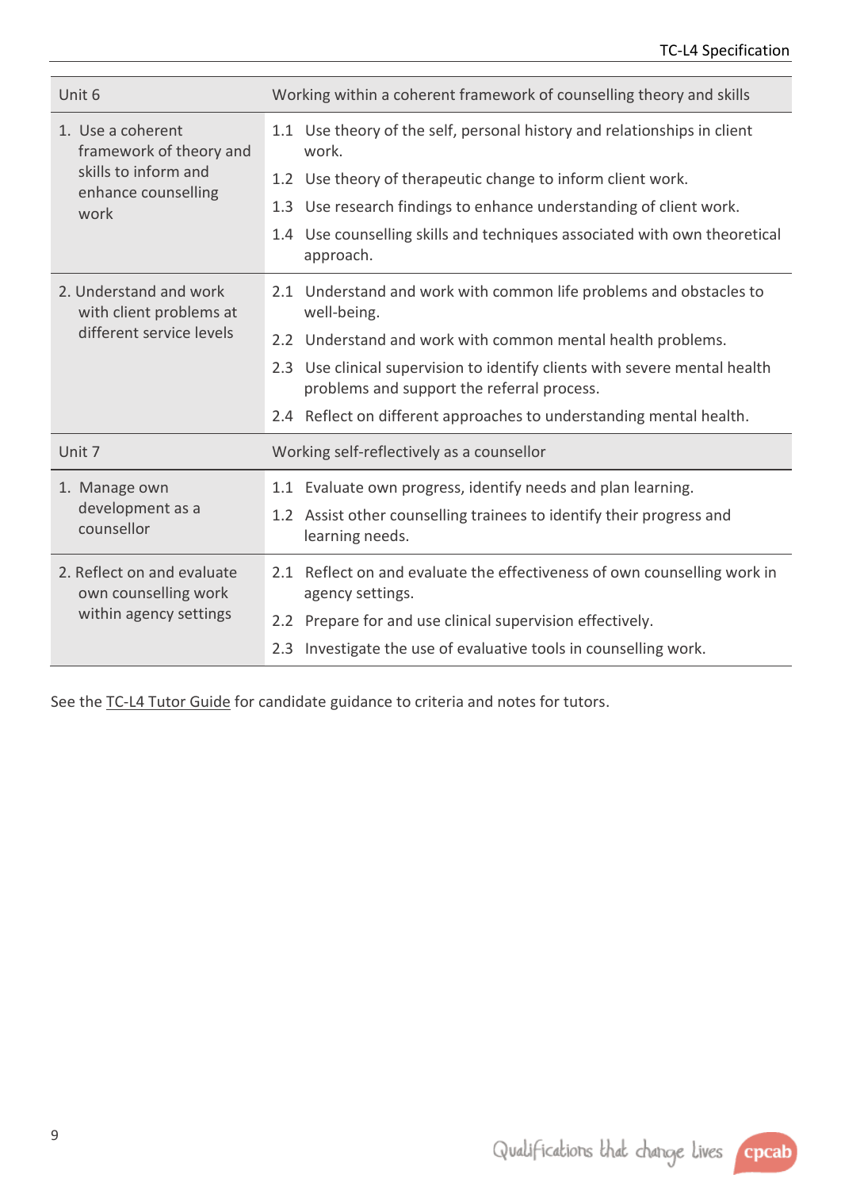| Unit 6 | Working within a coherent framework of counselling theory and skills |
|---|---|
| 1. Use a coherent framework of theory and skills to inform and enhance counselling work | 1.1 Use theory of the self, personal history and relationships in client work.<br>1.2 Use theory of therapeutic change to inform client work.<br>1.3 Use research findings to enhance understanding of client work.<br>1.4 Use counselling skills and techniques associated with own theoretical approach. |
| 2. Understand and work with client problems at different service levels | 2.1 Understand and work with common life problems and obstacles to well-being.<br>2.2 Understand and work with common mental health problems.<br>2.3 Use clinical supervision to identify clients with severe mental health problems and support the referral process.<br>2.4 Reflect on different approaches to understanding mental health. |
| **Unit 7** | **Working self-reflectively as a counsellor** |
| 1. Manage own development as a counsellor | 1.1 Evaluate own progress, identify needs and plan learning.<br>1.2 Assist other counselling trainees to identify their progress and learning needs. |
| 2. Reflect on and evaluate own counselling work within agency settings | 2.1 Reflect on and evaluate the effectiveness of own counselling work in agency settings.<br>2.2 Prepare for and use clinical supervision effectively.<br>2.3 Investigate the use of evaluative tools in counselling work. |

See the TC-L4 Tutor Guide for candidate guidance to criteria and notes for tutors.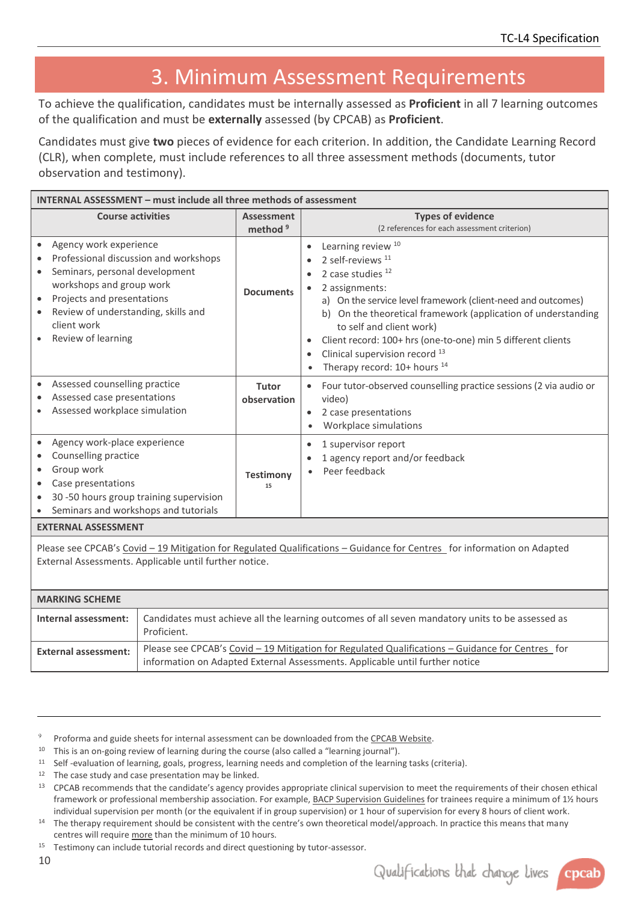# 3. Minimum Assessment Requirements

To achieve the qualification, candidates must be internally assessed as **Proficient** in all 7 learning outcomes of the qualification and must be **externally** assessed (by CPCAB) as **Proficient**.

Candidates must give **two** pieces of evidence for each criterion. In addition, the Candidate Learning Record (CLR), when complete, must include references to all three assessment methods (documents, tutor observation and testimony).

| **INTERNAL ASSESSMENT – must include all three methods of assessment** | | |
|---|---|---|
| **Course activities** | **Assessment method** [9] | **Types of evidence** (2 references for each assessment criterion) |
| • Agency work experience<br>• Professional discussion and workshops<br>• Seminars, personal development workshops and group work<br>• Projects and presentations<br>• Review of understanding, skills and client work<br>• Review of learning | **Documents** | • Learning review [10]<br>• 2 self-reviews [11]<br>• 2 case studies [12]<br>• 2 assignments:<br>a) On the service level framework (client-need and outcomes)<br>b) On the theoretical framework (application of understanding to self and client work)<br>• Client record: 100+ hrs (one-to-one) min 5 different clients<br>• Clinical supervision record [13]<br>• Therapy record: 10+ hours [14] |
| • Assessed counselling practice<br>• Assessed case presentations<br>• Assessed workplace simulation | **Tutor observation** | • Four tutor-observed counselling practice sessions (2 via audio or video)<br>• 2 case presentations<br>• Workplace simulations |
| • Agency work-place experience<br>• Counselling practice<br>• Group work<br>• Case presentations<br>• 30 -50 hours group training supervision<br>• Seminars and workshops and tutorials | **Testimony** [15] | • 1 supervisor report<br>• 1 agency report and/or feedback<br>• Peer feedback |
| **EXTERNAL ASSESSMENT** | | |
| Please see CPCAB's Covid – 19 Mitigation for Regulated Qualifications – Guidance for Centres for information on Adapted External Assessments. Applicable until further notice. | | |

| **MARKING SCHEME** | |
|---|---|
| **Internal assessment:** | Candidates must achieve all the learning outcomes of all seven mandatory units to be assessed as Proficient. |
| **External assessment:** | Please see CPCAB's Covid – 19 Mitigation for Regulated Qualifications – Guidance for Centres for information on Adapted External Assessments. Applicable until further notice |

[9] Proforma and guide sheets for internal assessment can be downloaded from the CPCAB Website.

[10] This is an on-going review of learning during the course (also called a "learning journal").

[11] Self -evaluation of learning, goals, progress, learning needs and completion of the learning tasks (criteria).

[12] The case study and case presentation may be linked.

[13] CPCAB recommends that the candidate's agency provides appropriate clinical supervision to meet the requirements of their chosen ethical framework or professional membership association. For example, BACP Supervision Guidelines for trainees require a minimum of 1½ hours individual supervision per month (or the equivalent if in group supervision) or 1 hour of supervision for every 8 hours of client work.

[14] The therapy requirement should be consistent with the centre's own theoretical model/approach. In practice this means that many centres will require more than the minimum of 10 hours.

[15] Testimony can include tutorial records and direct questioning by tutor-assessor.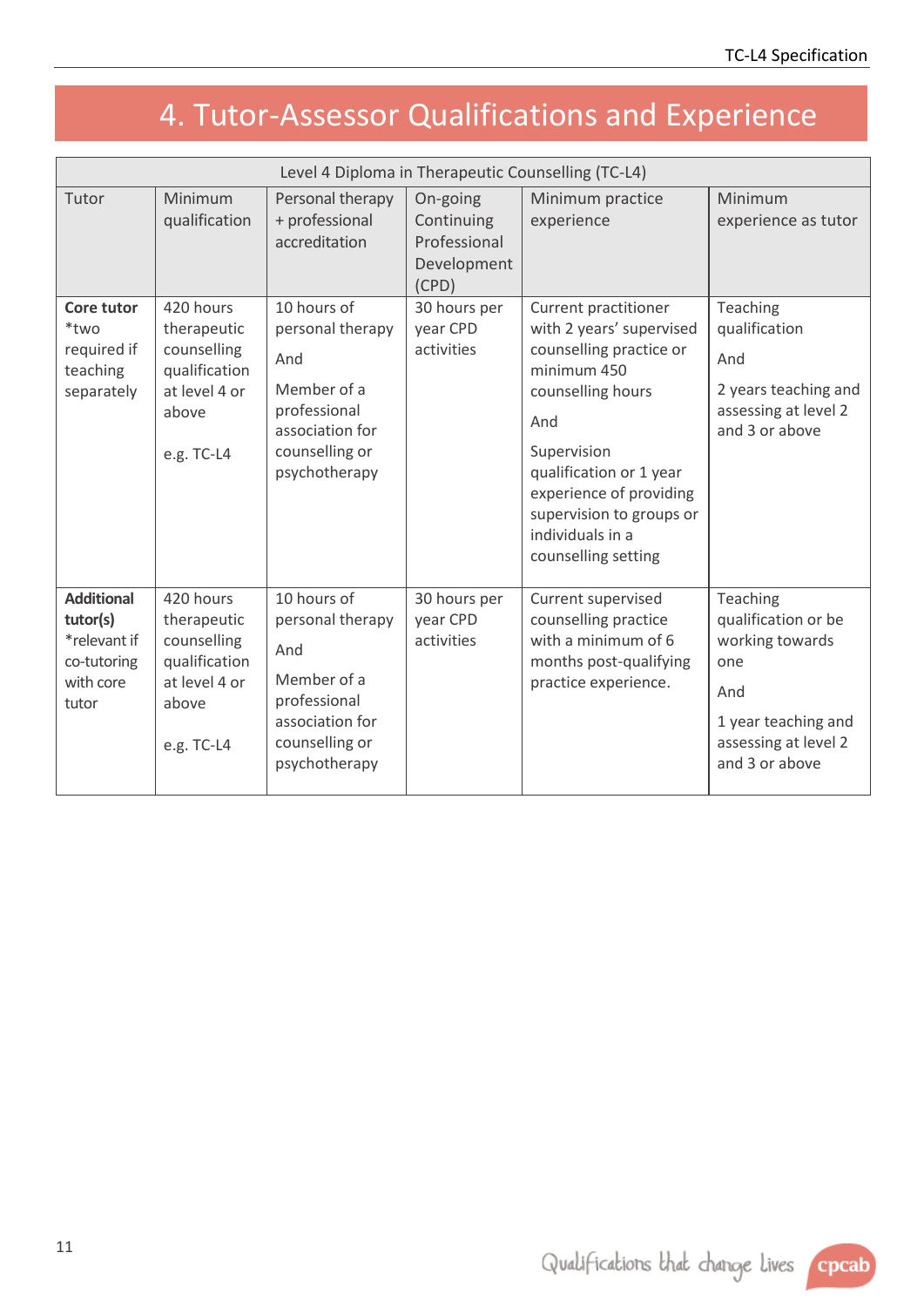# 4. Tutor-Assessor Qualifications and Experience

| Level 4 Diploma in Therapeutic Counselling (TC-L4) | | | | | |
|---|---|---|---|---|---|
| Tutor | Minimum qualification | Personal therapy + professional accreditation | On-going Continuing Professional Development (CPD) | Minimum practice experience | Minimum experience as tutor |
| **Core tutor** *two required if teaching separately | 420 hours therapeutic counselling qualification at level 4 or above<br><br>e.g. TC-L4 | 10 hours of personal therapy<br><br>And<br><br>Member of a professional association for counselling or psychotherapy | 30 hours per year CPD activities | Current practitioner with 2 years' supervised counselling practice or minimum 450 counselling hours<br><br>And<br><br>Supervision qualification or 1 year experience of providing supervision to groups or individuals in a counselling setting | Teaching qualification<br><br>And<br><br>2 years teaching and assessing at level 2 and 3 or above |
| **Additional tutor(s)** *relevant if co-tutoring with core tutor | 420 hours therapeutic counselling qualification at level 4 or above<br><br>e.g. TC-L4 | 10 hours of personal therapy<br><br>And<br><br>Member of a professional association for counselling or psychotherapy | 30 hours per year CPD activities | Current supervised counselling practice with a minimum of 6 months post-qualifying practice experience. | Teaching qualification or be working towards one<br><br>And<br><br>1 year teaching and assessing at level 2 and 3 or above |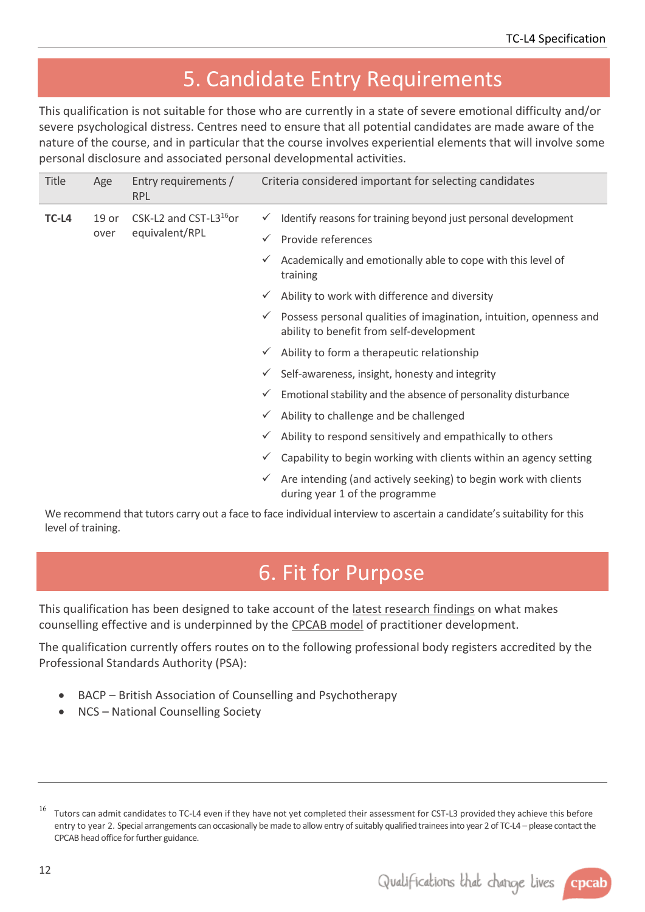# 5. Candidate Entry Requirements

This qualification is not suitable for those who are currently in a state of severe emotional difficulty and/or severe psychological distress. Centres need to ensure that all potential candidates are made aware of the nature of the course, and in particular that the course involves experiential elements that will involve some personal disclosure and associated personal developmental activities.

| Title | Age | Entry requirements / RPL | Criteria considered important for selecting candidates |
|---|---|---|---|
| **TC-L4** | 19 or over | CSK-L2 and CST-L3[16] or equivalent/RPL | ✓ Identify reasons for training beyond just personal development<br>✓ Provide references<br>✓ Academically and emotionally able to cope with this level of training<br>✓ Ability to work with difference and diversity<br>✓ Possess personal qualities of imagination, intuition, openness and ability to benefit from self-development<br>✓ Ability to form a therapeutic relationship<br>✓ Self-awareness, insight, honesty and integrity<br>✓ Emotional stability and the absence of personality disturbance<br>✓ Ability to challenge and be challenged<br>✓ Ability to respond sensitively and empathically to others<br>✓ Capability to begin working with clients within an agency setting<br>✓ Are intending (and actively seeking) to begin work with clients during year 1 of the programme |

We recommend that tutors carry out a face to face individual interview to ascertain a candidate's suitability for this level of training.

# 6. Fit for Purpose

This qualification has been designed to take account of the latest research findings on what makes counselling effective and is underpinned by the CPCAB model of practitioner development.

The qualification currently offers routes on to the following professional body registers accredited by the Professional Standards Authority (PSA):

- BACP – British Association of Counselling and Psychotherapy
- NCS – National Counselling Society

[16] Tutors can admit candidates to TC-L4 even if they have not yet completed their assessment for CST-L3 provided they achieve this before entry to year 2. Special arrangements can occasionally be made to allow entry of suitably qualified trainees into year 2 of TC-L4 – please contact the CPCAB head office for further guidance.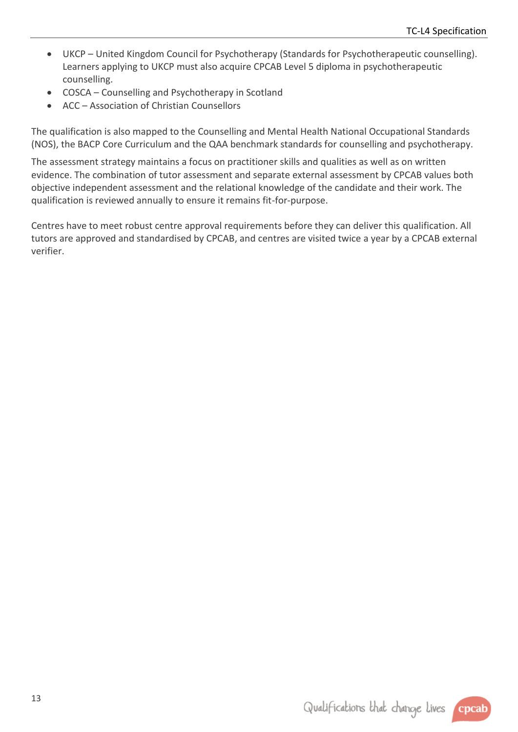- UKCP – United Kingdom Council for Psychotherapy (Standards for Psychotherapeutic counselling). Learners applying to UKCP must also acquire CPCAB Level 5 diploma in psychotherapeutic counselling.
- COSCA – Counselling and Psychotherapy in Scotland
- ACC – Association of Christian Counsellors

The qualification is also mapped to the Counselling and Mental Health National Occupational Standards (NOS), the BACP Core Curriculum and the QAA benchmark standards for counselling and psychotherapy.

The assessment strategy maintains a focus on practitioner skills and qualities as well as on written evidence. The combination of tutor assessment and separate external assessment by CPCAB values both objective independent assessment and the relational knowledge of the candidate and their work. The qualification is reviewed annually to ensure it remains fit-for-purpose.

Centres have to meet robust centre approval requirements before they can deliver this qualification. All tutors are approved and standardised by CPCAB, and centres are visited twice a year by a CPCAB external verifier.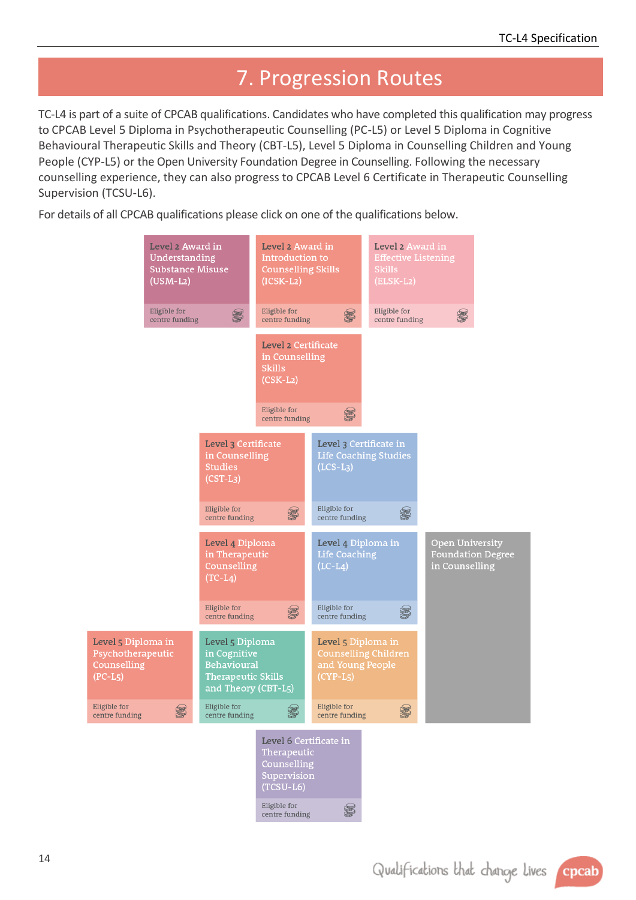# 7. Progression Routes

TC-L4 is part of a suite of CPCAB qualifications. Candidates who have completed this qualification may progress to CPCAB Level 5 Diploma in Psychotherapeutic Counselling (PC-L5) or Level 5 Diploma in Cognitive Behavioural Therapeutic Skills and Theory (CBT-L5), Level 5 Diploma in Counselling Children and Young People (CYP-L5) or the Open University Foundation Degree in Counselling. Following the necessary counselling experience, they can also progress to CPCAB Level 6 Certificate in Therapeutic Counselling Supervision (TCSU-L6).

For details of all CPCAB qualifications please click on one of the qualifications below.

Level 2 Award in Understanding Substance Misuse (USM-L2)
Eligible for centre funding

Level 2 Award in Introduction to Counselling Skills (ICSK-L2)
Eligible for centre funding

Level 2 Award in Effective Listening Skills (ELSK-L2)
Eligible for centre funding

Level 2 Certificate in Counselling Skills (CSK-L2)
Eligible for centre funding

Level 3 Certificate in Counselling Studies (CST-L3)
Eligible for centre funding

Level 3 Certificate in Life Coaching Studies (LCS-L3)
Eligible for centre funding

Level 4 Diploma in Therapeutic Counselling (TC-L4)
Eligible for centre funding

Level 4 Diploma in Life Coaching (LC-L4)
Eligible for centre funding

Open University Foundation Degree in Counselling

Level 5 Diploma in Psychotherapeutic Counselling (PC-L5)
Eligible for centre funding

Level 5 Diploma in Cognitive Behavioural Therapeutic Skills and Theory (CBT-L5)
Eligible for centre funding

Level 5 Diploma in Counselling Children and Young People (CYP-L5)
Eligible for centre funding

Level 6 Certificate in Therapeutic Counselling Supervision (TCSU-L6)
Eligible for centre funding